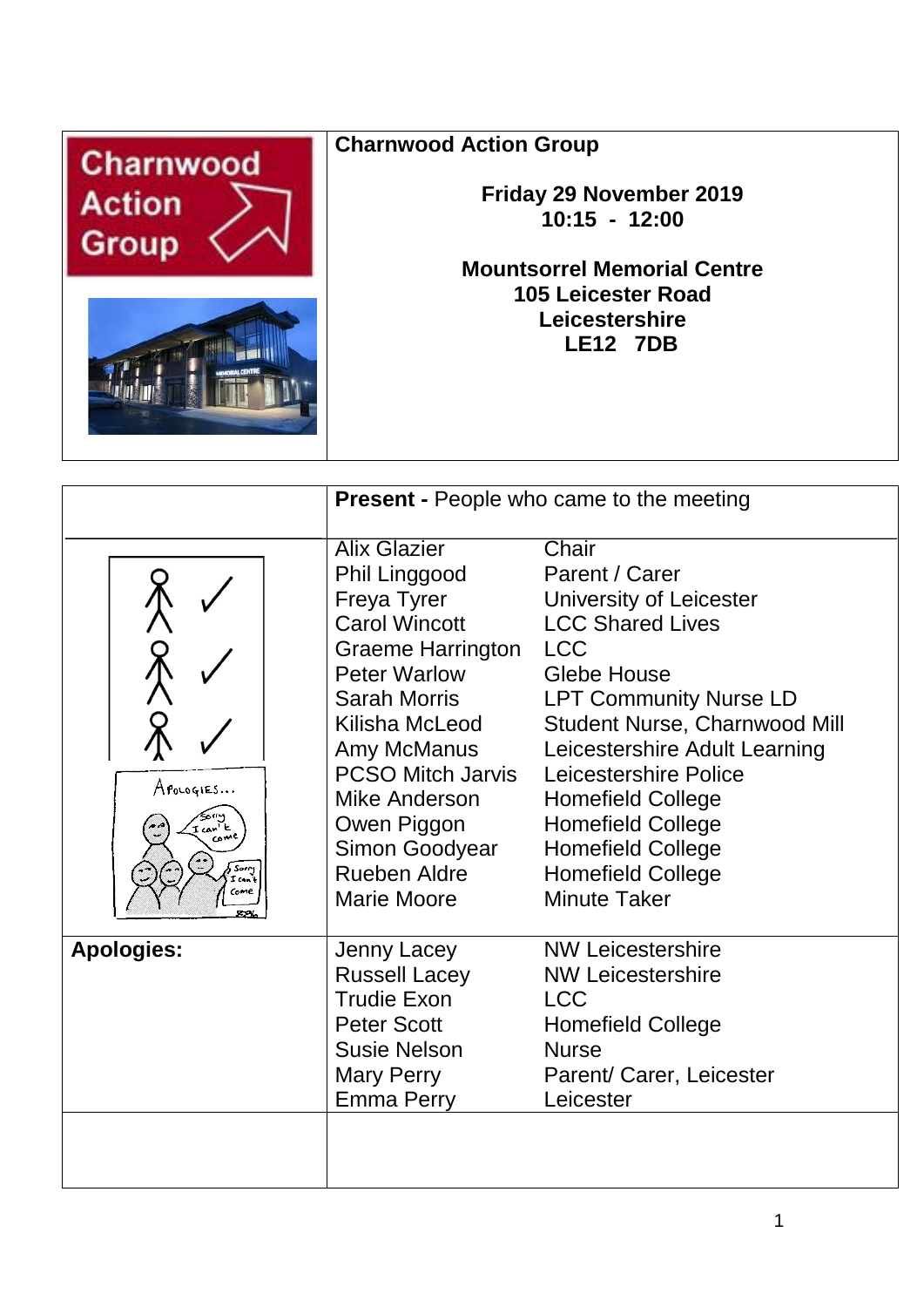| | Charnwood Action Group |
|---|---|
| | **Charnwood Action Group** |
| | **Friday 29 November 2019** |
| | **10:15 - 12:00** |
| | **Mountsorrel Memorial Centre** |
| | **105 Leicester Road** |
| | **Leicestershire** |
| | **LE12 7DB** |

| | **Present -** People who came to the meeting | |
|---|---|---|
| | Alix Glazier | Chair |
| | Phil Linggood | Parent / Carer |
| | Freya Tyrer | University of Leicester |
| | Carol Wincott | LCC Shared Lives |
| | Graeme Harrington | LCC |
| | Peter Warlow | Glebe House |
| | Sarah Morris | LPT Community Nurse LD |
| | Kilisha McLeod | Student Nurse, Charnwood Mill |
| | Amy McManus | Leicestershire Adult Learning |
| | PCSO Mitch Jarvis | Leicestershire Police |
| | Mike Anderson | Homefield College |
| | Owen Piggon | Homefield College |
| | Simon Goodyear | Homefield College |
| | Rueben Aldre | Homefield College |
| | Marie Moore | Minute Taker |
| **Apologies:** | Jenny Lacey | NW Leicestershire |
| | Russell Lacey | NW Leicestershire |
| | Trudie Exon | LCC |
| | Peter Scott | Homefield College |
| | Susie Nelson | Nurse |
| | Mary Perry | Parent/ Carer, Leicester |
| | Emma Perry | Leicester |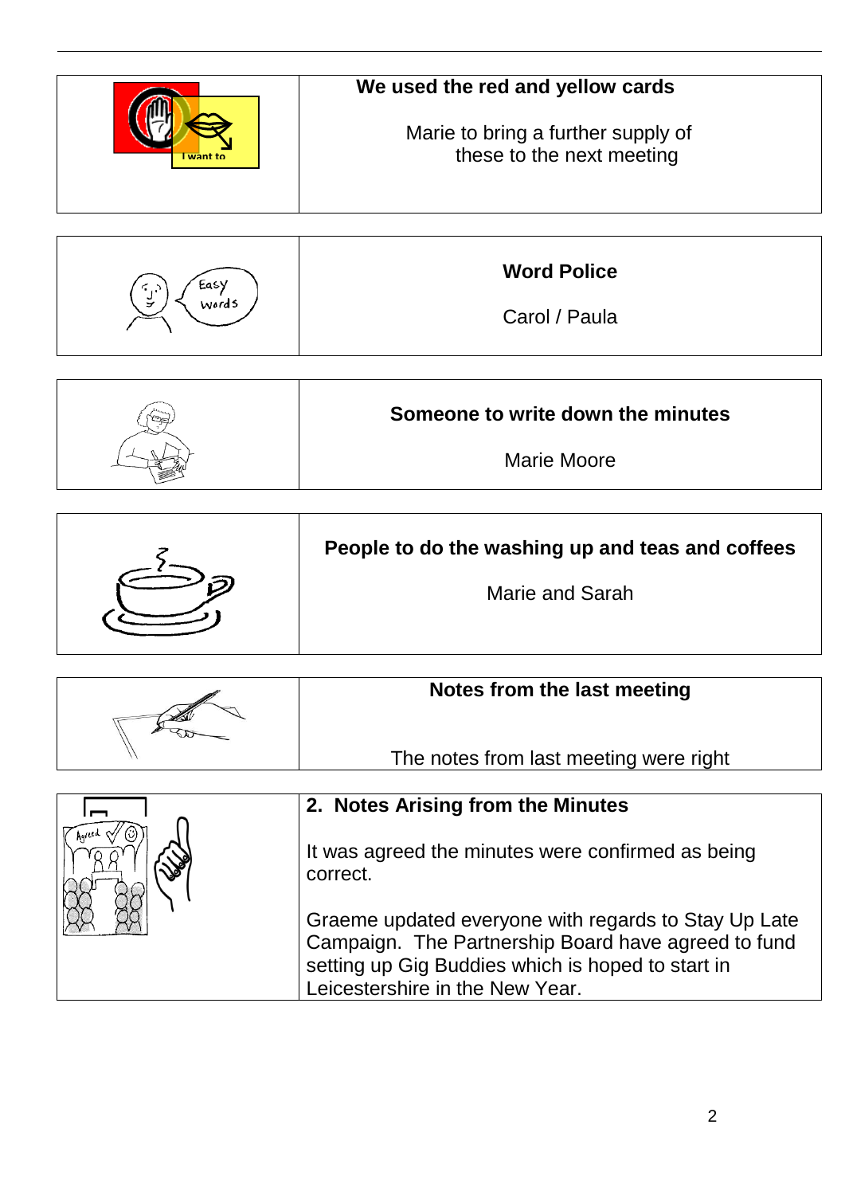**We used the red and yellow cards**

Marie to bring a further supply of these to the next meeting

**Word Police**

Carol / Paula

**Someone to write down the minutes**

Marie Moore

**People to do the washing up and teas and coffees**

Marie and Sarah

**Notes from the last meeting**

The notes from last meeting were right

**2. Notes Arising from the Minutes**

It was agreed the minutes were confirmed as being correct.

Graeme updated everyone with regards to Stay Up Late Campaign. The Partnership Board have agreed to fund setting up Gig Buddies which is hoped to start in Leicestershire in the New Year.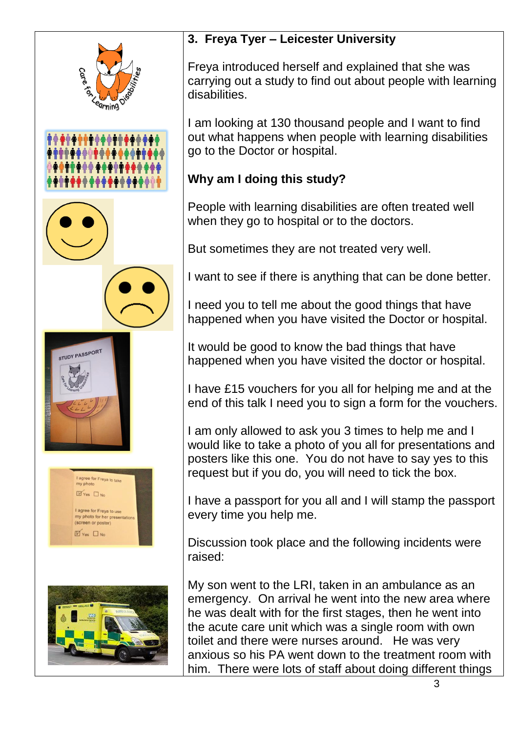### 3. Freya Tyer – Leicester University

Freya introduced herself and explained that she was carrying out a study to find out about people with learning disabilities.

I am looking at 130 thousand people and I want to find out what happens when people with learning disabilities go to the Doctor or hospital.

**Why am I doing this study?**

People with learning disabilities are often treated well when they go to hospital or to the doctors.

But sometimes they are not treated very well.

I want to see if there is anything that can be done better.

I need you to tell me about the good things that have happened when you have visited the Doctor or hospital.

It would be good to know the bad things that have happened when you have visited the doctor or hospital.

I have £15 vouchers for you all for helping me and at the end of this talk I need you to sign a form for the vouchers.

I am only allowed to ask you 3 times to help me and I would like to take a photo of you all for presentations and posters like this one. You do not have to say yes to this request but if you do, you will need to tick the box.

I have a passport for you all and I will stamp the passport every time you help me.

Discussion took place and the following incidents were raised:

My son went to the LRI, taken in an ambulance as an emergency. On arrival he went into the new area where he was dealt with for the first stages, then he went into the acute care unit which was a single room with own toilet and there were nurses around. He was very anxious so his PA went down to the treatment room with him. There were lots of staff about doing different things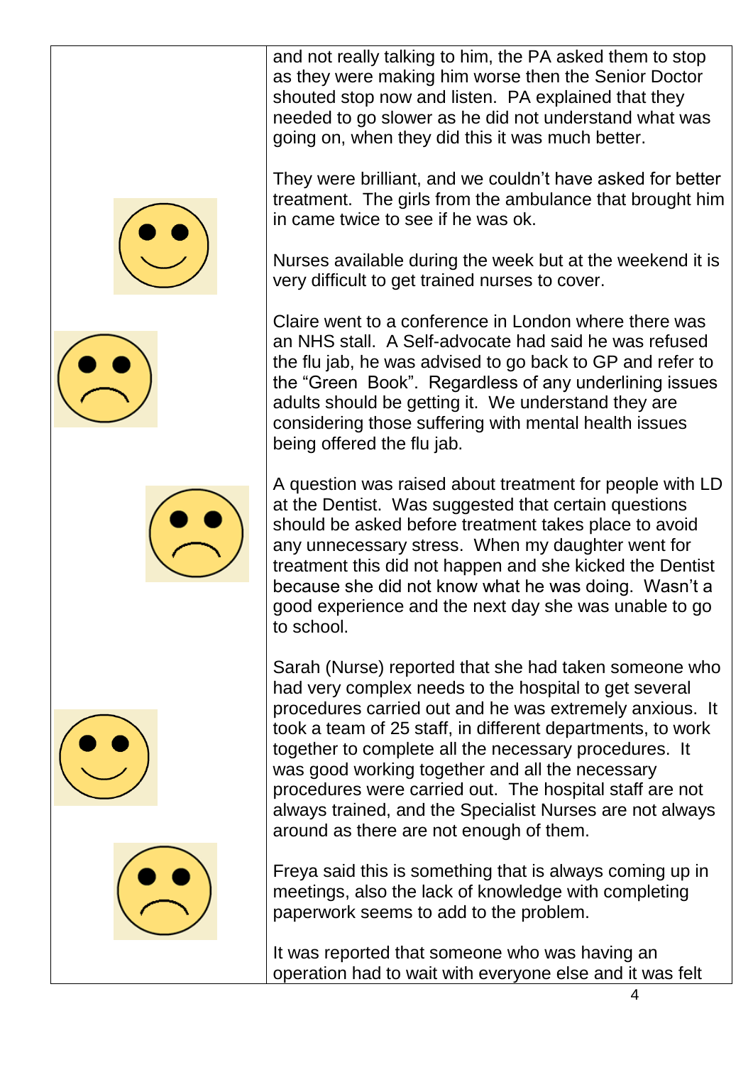and not really talking to him, the PA asked them to stop as they were making him worse then the Senior Doctor shouted stop now and listen. PA explained that they needed to go slower as he did not understand what was going on, when they did this it was much better.

They were brilliant, and we couldn't have asked for better treatment. The girls from the ambulance that brought him in came twice to see if he was ok.

Nurses available during the week but at the weekend it is very difficult to get trained nurses to cover.

Claire went to a conference in London where there was an NHS stall. A Self-advocate had said he was refused the flu jab, he was advised to go back to GP and refer to the "Green Book". Regardless of any underlining issues adults should be getting it. We understand they are considering those suffering with mental health issues being offered the flu jab.

A question was raised about treatment for people with LD at the Dentist. Was suggested that certain questions should be asked before treatment takes place to avoid any unnecessary stress. When my daughter went for treatment this did not happen and she kicked the Dentist because she did not know what he was doing. Wasn't a good experience and the next day she was unable to go to school.

Sarah (Nurse) reported that she had taken someone who had very complex needs to the hospital to get several procedures carried out and he was extremely anxious. It took a team of 25 staff, in different departments, to work together to complete all the necessary procedures. It was good working together and all the necessary procedures were carried out. The hospital staff are not always trained, and the Specialist Nurses are not always around as there are not enough of them.

Freya said this is something that is always coming up in meetings, also the lack of knowledge with completing paperwork seems to add to the problem.

It was reported that someone who was having an operation had to wait with everyone else and it was felt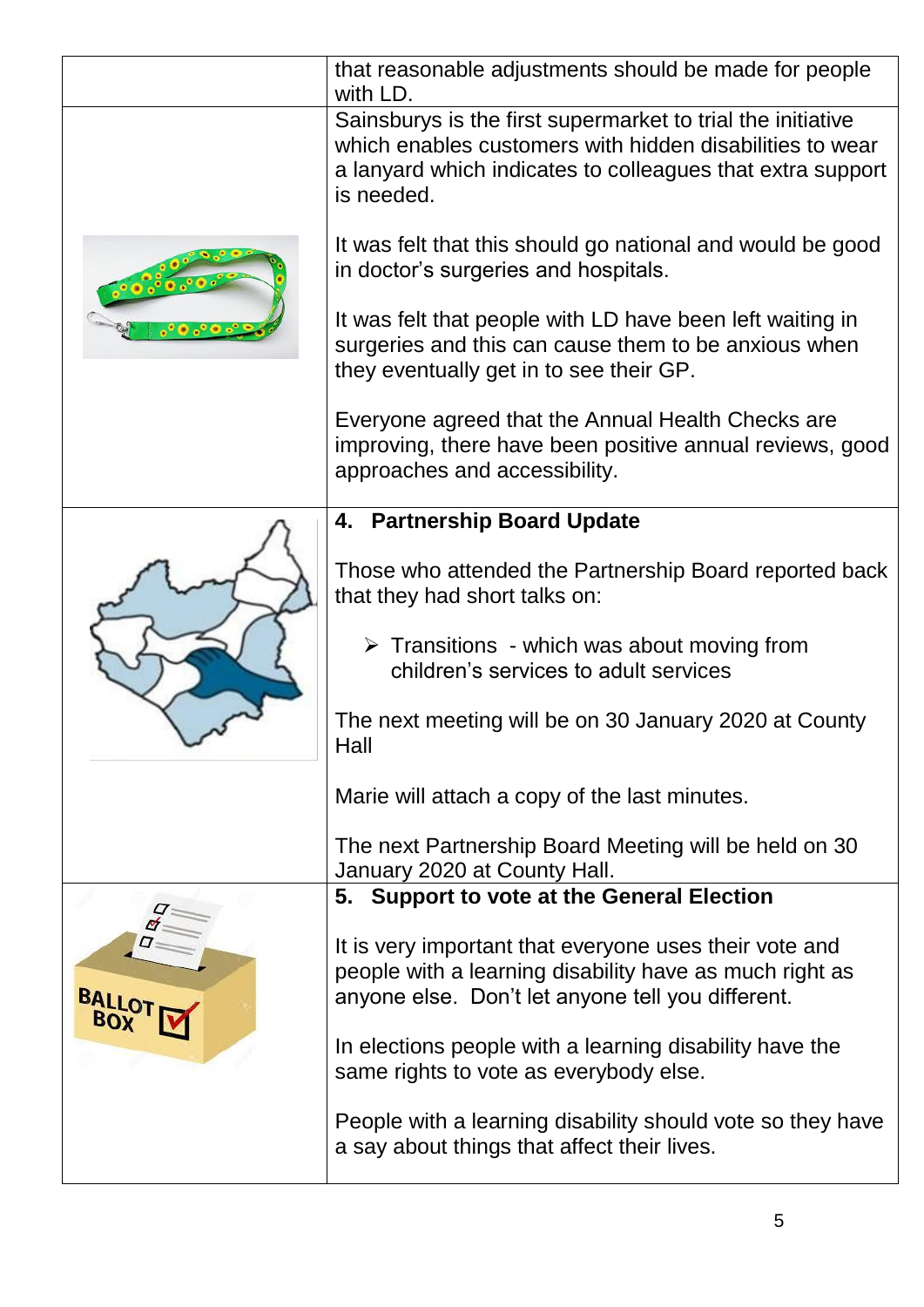that reasonable adjustments should be made for people with LD.

Sainsburys is the first supermarket to trial the initiative which enables customers with hidden disabilities to wear a lanyard which indicates to colleagues that extra support is needed.

It was felt that this should go national and would be good in doctor's surgeries and hospitals.

It was felt that people with LD have been left waiting in surgeries and this can cause them to be anxious when they eventually get in to see their GP.

Everyone agreed that the Annual Health Checks are improving, there have been positive annual reviews, good approaches and accessibility.

## 4. Partnership Board Update

Those who attended the Partnership Board reported back that they had short talks on:

- Transitions - which was about moving from children's services to adult services

The next meeting will be on 30 January 2020 at County Hall

Marie will attach a copy of the last minutes.

The next Partnership Board Meeting will be held on 30 January 2020 at County Hall.

## 5. Support to vote at the General Election

It is very important that everyone uses their vote and people with a learning disability have as much right as anyone else. Don't let anyone tell you different.

In elections people with a learning disability have the same rights to vote as everybody else.

People with a learning disability should vote so they have a say about things that affect their lives.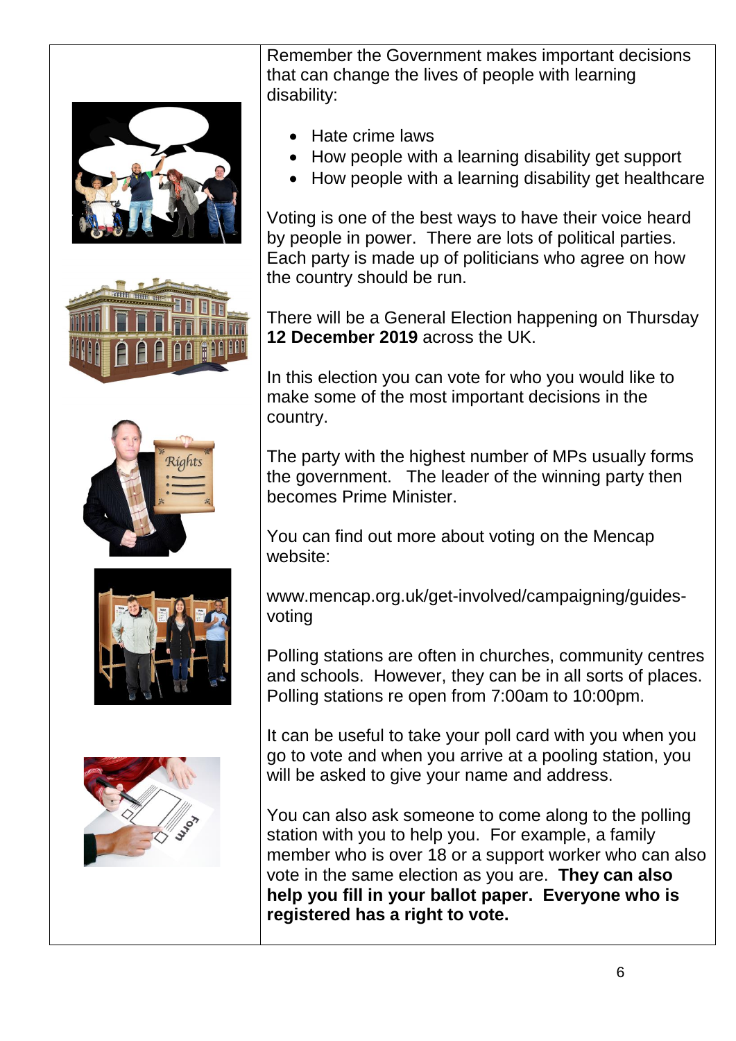Remember the Government makes important decisions that can change the lives of people with learning disability:

- Hate crime laws
- How people with a learning disability get support
- How people with a learning disability get healthcare

Voting is one of the best ways to have their voice heard by people in power. There are lots of political parties. Each party is made up of politicians who agree on how the country should be run.

There will be a General Election happening on Thursday **12 December 2019** across the UK.

In this election you can vote for who you would like to make some of the most important decisions in the country.

The party with the highest number of MPs usually forms the government. The leader of the winning party then becomes Prime Minister.

You can find out more about voting on the Mencap website:

www.mencap.org.uk/get-involved/campaigning/guides-voting

Polling stations are often in churches, community centres and schools. However, they can be in all sorts of places. Polling stations re open from 7:00am to 10:00pm.

It can be useful to take your poll card with you when you go to vote and when you arrive at a pooling station, you will be asked to give your name and address.

You can also ask someone to come along to the polling station with you to help you. For example, a family member who is over 18 or a support worker who can also vote in the same election as you are. **They can also help you fill in your ballot paper. Everyone who is registered has a right to vote.**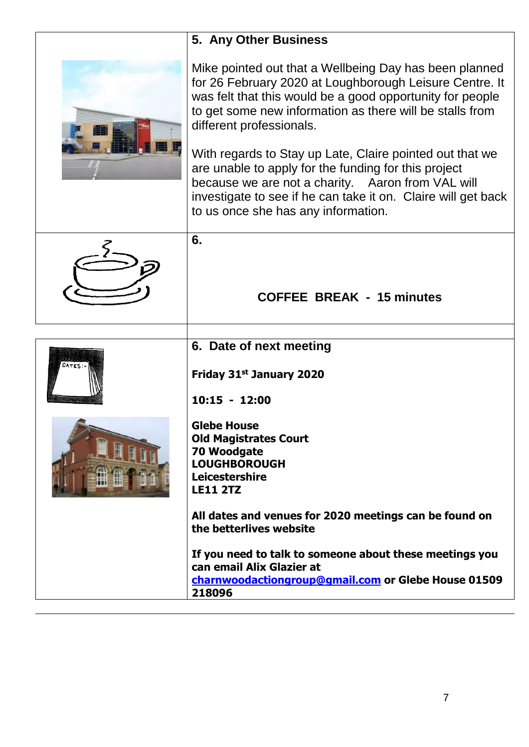## 5. Any Other Business

Mike pointed out that a Wellbeing Day has been planned for 26 February 2020 at Loughborough Leisure Centre. It was felt that this would be a good opportunity for people to get some new information as there will be stalls from different professionals.

With regards to Stay up Late, Claire pointed out that we are unable to apply for the funding for this project because we are not a charity. Aaron from VAL will investigate to see if he can take it on. Claire will get back to us once she has any information.

## 6.

**COFFEE BREAK - 15 minutes**

## 6. Date of next meeting

**Friday 31st January 2020**

**10:15 - 12:00**

**Glebe House**
**Old Magistrates Court**
**70 Woodgate**
**LOUGHBOROUGH**
**Leicestershire**
**LE11 2TZ**

**All dates and venues for 2020 meetings can be found on the betterlives website**

**If you need to talk to someone about these meetings you can email Alix Glazier at charnwoodactiongroup@gmail.com or Glebe House 01509 218096**